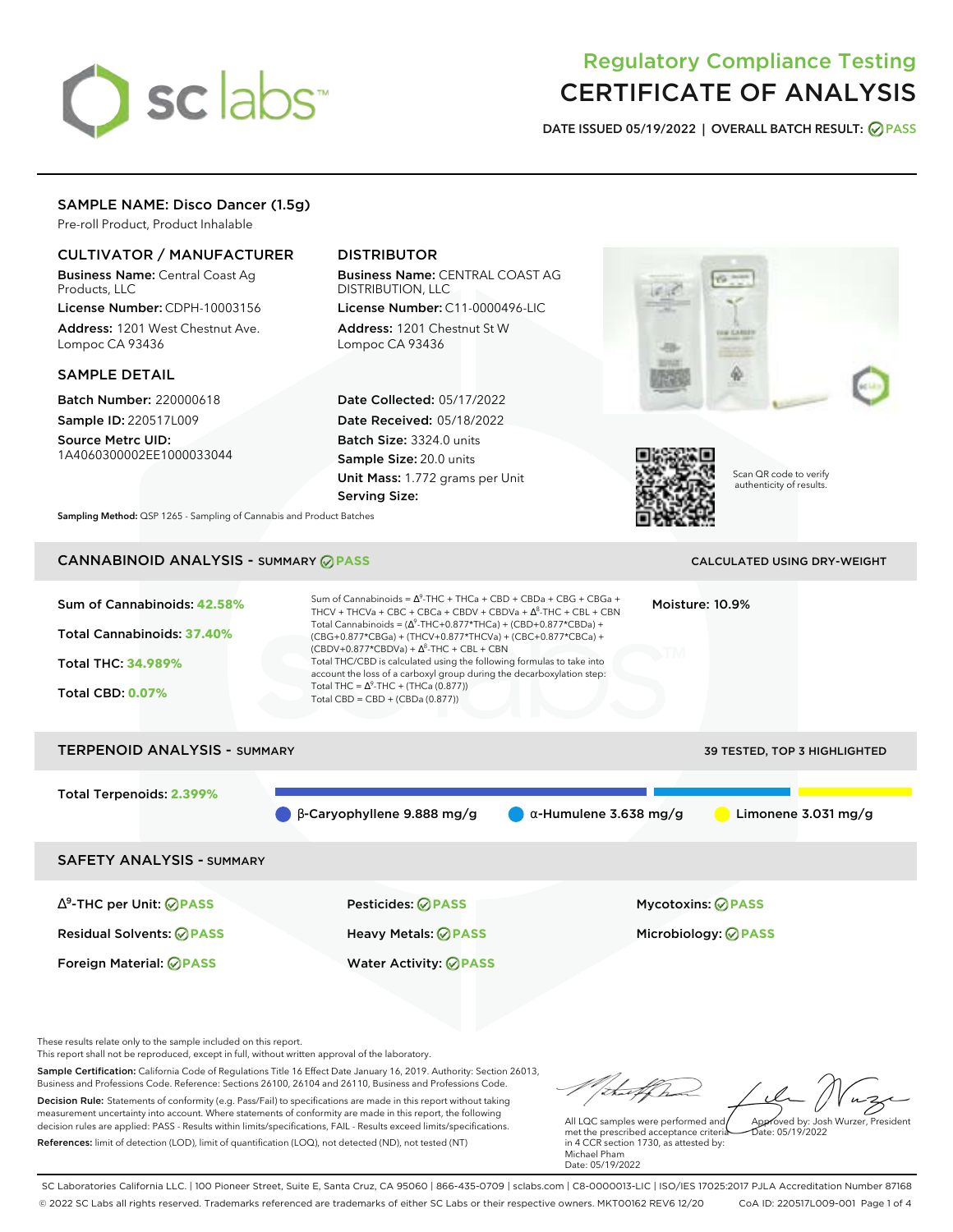# Regulatory Compliance Testing
# CERTIFICATE OF ANALYSIS

**DATE ISSUED** 05/19/2022 | **OVERALL BATCH RESULT:** PASS

## SAMPLE NAME: Disco Dancer (1.5g)

Pre-roll Product, Product Inhalable

### CULTIVATOR / MANUFACTURER

**Business Name:** Central Coast Ag Products, LLC

**License Number:** CDPH-10003156

**Address:** 1201 West Chestnut Ave. Lompoc CA 93436

### DISTRIBUTOR

**Business Name:** CENTRAL COAST AG DISTRIBUTION, LLC

**License Number:** C11-0000496-LIC

**Address:** 1201 Chestnut St W Lompoc CA 93436

### SAMPLE DETAIL

**Batch Number:** 220000618

**Sample ID:** 220517L009

**Source Metrc UID:** 1A4060300002EE1000033044

**Date Collected:** 05/17/2022

**Date Received:** 05/18/2022

**Batch Size:** 3324.0 units

**Sample Size:** 20.0 units

**Unit Mass:** 1.772 grams per Unit

**Serving Size:**

Scan QR code to verify authenticity of results.

**Sampling Method:** QSP 1265 - Sampling of Cannabis and Product Batches

## CANNABINOID ANALYSIS - SUMMARY PASS

CALCULATED USING DRY-WEIGHT

**Sum of Cannabinoids:** 42.58%

**Total Cannabinoids:** 37.40%

**Total THC:** 34.989%

**Total CBD:** 0.07%

Sum of Cannabinoids = $\Delta^9$-THC + THCa + CBD + CBDa + CBG + CBGa + THCV + THCVa + CBC + CBCa + CBDV + CBDVa + $\Delta^8$-THC + CBL + CBN

Total Cannabinoids = ($\Delta^9$-THC+0.877*THCa) + (CBD+0.877*CBDa) + (CBG+0.877*CBGa) + (THCV+0.877*THCVa) + (CBC+0.877*CBCa) + (CBDV+0.877*CBDVa) + $\Delta^8$-THC + CBL + CBN

Total THC/CBD is calculated using the following formulas to take into account the loss of a carboxyl group during the decarboxylation step:

Total THC = $\Delta^9$-THC + (THCa (0.877))

Total CBD = CBD + (CBDa (0.877))

**Moisture:** 10.9%

## TERPENOID ANALYSIS - SUMMARY

39 TESTED, TOP 3 HIGHLIGHTED

**Total Terpenoids:** 2.399%

β-Caryophyllene 9.888 mg/g | α-Humulene 3.638 mg/g | Limonene 3.031 mg/g

## SAFETY ANALYSIS - SUMMARY

| | | |
|---|---|---|
| $\Delta^9$-THC per Unit: PASS | Pesticides: PASS | Mycotoxins: PASS |
| Residual Solvents: PASS | Heavy Metals: PASS | Microbiology: PASS |
| Foreign Material: PASS | Water Activity: PASS | |

These results relate only to the sample included on this report.
This report shall not be reproduced, except in full, without written approval of the laboratory.

**Sample Certification:** California Code of Regulations Title 16 Effect Date January 16, 2019. Authority: Section 26013, Business and Professions Code. Reference: Sections 26100, 26104 and 26110, Business and Professions Code.

**Decision Rule:** Statements of conformity (e.g. Pass/Fail) to specifications are made in this report without taking measurement uncertainty into account. Where statements of conformity are made in this report, the following decision rules are applied: PASS - Results within limits/specifications, FAIL - Results exceed limits/specifications.

**References:** limit of detection (LOD), limit of quantification (LOQ), not detected (ND), not tested (NT)

All LQC samples were performed and met the prescribed acceptance criteria in 4 CCR section 1730, as attested by: Michael Pham
Date: 05/19/2022

Approved by: Josh Wurzer, President
Date: 05/19/2022

SC Laboratories California LLC. | 100 Pioneer Street, Suite E, Santa Cruz, CA 95060 | 866-435-0709 | sclabs.com | C8-0000013-LIC | ISO/IES 17025:2017 PJLA Accreditation Number 87168
© 2022 SC Labs all rights reserved. Trademarks referenced are trademarks of either SC Labs or their respective owners. MKT00162 REV6 12/20 CoA ID: 220517L009-001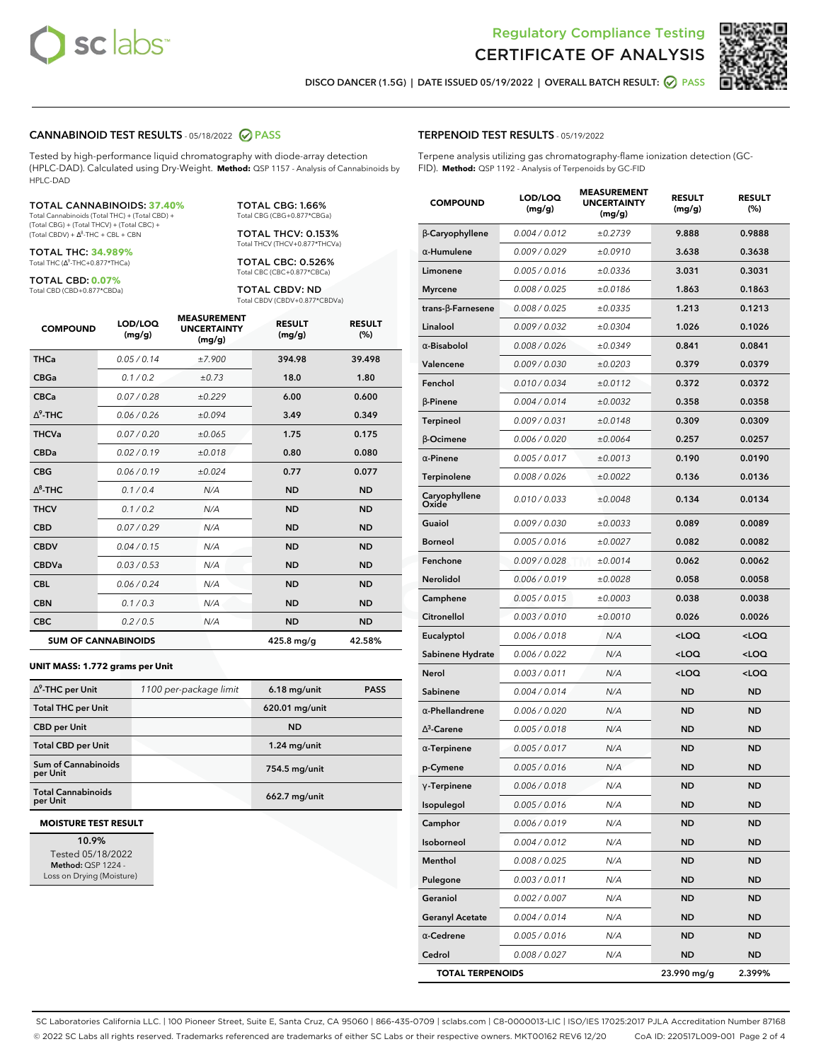# Regulatory Compliance Testing
## CERTIFICATE OF ANALYSIS

DISCO DANCER (1.5G) | DATE ISSUED 05/19/2022 | OVERALL BATCH RESULT: PASS

### CANNABINOID TEST RESULTS - 05/18/2022 PASS

Tested by high-performance liquid chromatography with diode-array detection (HPLC-DAD). Calculated using Dry-Weight. **Method:** QSP 1157 - Analysis of Cannabinoids by HPLC-DAD

**TOTAL CANNABINOIDS: 37.40%**
Total Cannabinoids (Total THC) + (Total CBD) + (Total CBG) + (Total THCV) + (Total CBC) + (Total CBDV) + $\Delta^8$-THC + CBL + CBN

**TOTAL THC: 34.989%**
Total THC ($\Delta^9$-THC+0.877*THCa)

**TOTAL CBD: 0.07%**
Total CBD (CBD+0.877*CBDa)

**TOTAL CBG: 1.66%**
Total CBG (CBG+0.877*CBGa)

**TOTAL THCV: 0.153%**
Total THCV (THCV+0.877*THCVa)

**TOTAL CBC: 0.526%**
Total CBC (CBC+0.877*CBCa)

**TOTAL CBDV: ND**
Total CBDV (CBDV+0.877*CBDVa)

| COMPOUND | LOD/LOQ (mg/g) | MEASUREMENT UNCERTAINTY (mg/g) | RESULT (mg/g) | RESULT (%) |
|---|---|---|---|---|
| THCa | 0.05 / 0.14 | ±7.900 | 394.98 | 39.498 |
| CBGa | 0.1 / 0.2 | ±0.73 | 18.0 | 1.80 |
| CBCa | 0.07 / 0.28 | ±0.229 | 6.00 | 0.600 |
| $\Delta^9$-THC | 0.06 / 0.26 | ±0.094 | 3.49 | 0.349 |
| THCVa | 0.07 / 0.20 | ±0.065 | 1.75 | 0.175 |
| CBDa | 0.02 / 0.19 | ±0.018 | 0.80 | 0.080 |
| CBG | 0.06 / 0.19 | ±0.024 | 0.77 | 0.077 |
| $\Delta^8$-THC | 0.1 / 0.4 | N/A | ND | ND |
| THCV | 0.1 / 0.2 | N/A | ND | ND |
| CBD | 0.07 / 0.29 | N/A | ND | ND |
| CBDV | 0.04 / 0.15 | N/A | ND | ND |
| CBDVa | 0.03 / 0.53 | N/A | ND | ND |
| CBL | 0.06 / 0.24 | N/A | ND | ND |
| CBN | 0.1 / 0.3 | N/A | ND | ND |
| CBC | 0.2 / 0.5 | N/A | ND | ND |
| **SUM OF CANNABINOIDS** | | | **425.8 mg/g** | **42.58%** |

**UNIT MASS: 1.772 grams per Unit**

| | | | |
|---|---|---|---|
| $\Delta^9$-THC per Unit | 1100 per-package limit | 6.18 mg/unit | PASS |
| Total THC per Unit | | 620.01 mg/unit | |
| CBD per Unit | | ND | |
| Total CBD per Unit | | 1.24 mg/unit | |
| Sum of Cannabinoids per Unit | | 754.5 mg/unit | |
| Total Cannabinoids per Unit | | 662.7 mg/unit | |

**MOISTURE TEST RESULT**

10.9%
Tested 05/18/2022
**Method:** QSP 1224 - Loss on Drying (Moisture)

### TERPENOID TEST RESULTS - 05/19/2022

Terpene analysis utilizing gas chromatography-flame ionization detection (GC-FID). **Method:** QSP 1192 - Analysis of Terpenoids by GC-FID

| COMPOUND | LOD/LOQ (mg/g) | MEASUREMENT UNCERTAINTY (mg/g) | RESULT (mg/g) | RESULT (%) |
|---|---|---|---|---|
| β-Caryophyllene | 0.004 / 0.012 | ±0.2739 | 9.888 | 0.9888 |
| α-Humulene | 0.009 / 0.029 | ±0.0910 | 3.638 | 0.3638 |
| Limonene | 0.005 / 0.016 | ±0.0336 | 3.031 | 0.3031 |
| Myrcene | 0.008 / 0.025 | ±0.0186 | 1.863 | 0.1863 |
| trans-β-Farnesene | 0.008 / 0.025 | ±0.0335 | 1.213 | 0.1213 |
| Linalool | 0.009 / 0.032 | ±0.0304 | 1.026 | 0.1026 |
| α-Bisabolol | 0.008 / 0.026 | ±0.0349 | 0.841 | 0.0841 |
| Valencene | 0.009 / 0.030 | ±0.0203 | 0.379 | 0.0379 |
| Fenchol | 0.010 / 0.034 | ±0.0112 | 0.372 | 0.0372 |
| β-Pinene | 0.004 / 0.014 | ±0.0032 | 0.358 | 0.0358 |
| Terpineol | 0.009 / 0.031 | ±0.0148 | 0.309 | 0.0309 |
| β-Ocimene | 0.006 / 0.020 | ±0.0064 | 0.257 | 0.0257 |
| α-Pinene | 0.005 / 0.017 | ±0.0013 | 0.190 | 0.0190 |
| Terpinolene | 0.008 / 0.026 | ±0.0022 | 0.136 | 0.0136 |
| Caryophyllene Oxide | 0.010 / 0.033 | ±0.0048 | 0.134 | 0.0134 |
| Guaiol | 0.009 / 0.030 | ±0.0033 | 0.089 | 0.0089 |
| Borneol | 0.005 / 0.016 | ±0.0027 | 0.082 | 0.0082 |
| Fenchone | 0.009 / 0.028 | ±0.0014 | 0.062 | 0.0062 |
| Nerolidol | 0.006 / 0.019 | ±0.0028 | 0.058 | 0.0058 |
| Camphene | 0.005 / 0.015 | ±0.0003 | 0.038 | 0.0038 |
| Citronellol | 0.003 / 0.010 | ±0.0010 | 0.026 | 0.0026 |
| Eucalyptol | 0.006 / 0.018 | N/A | <LOQ | <LOQ |
| Sabinene Hydrate | 0.006 / 0.022 | N/A | <LOQ | <LOQ |
| Nerol | 0.003 / 0.011 | N/A | <LOQ | <LOQ |
| Sabinene | 0.004 / 0.014 | N/A | ND | ND |
| α-Phellandrene | 0.006 / 0.020 | N/A | ND | ND |
| $\Delta^3$-Carene | 0.005 / 0.018 | N/A | ND | ND |
| α-Terpinene | 0.005 / 0.017 | N/A | ND | ND |
| p-Cymene | 0.005 / 0.016 | N/A | ND | ND |
| γ-Terpinene | 0.006 / 0.018 | N/A | ND | ND |
| Isopulegol | 0.005 / 0.016 | N/A | ND | ND |
| Camphor | 0.006 / 0.019 | N/A | ND | ND |
| Isoborneol | 0.004 / 0.012 | N/A | ND | ND |
| Menthol | 0.008 / 0.025 | N/A | ND | ND |
| Pulegone | 0.003 / 0.011 | N/A | ND | ND |
| Geraniol | 0.002 / 0.007 | N/A | ND | ND |
| Geranyl Acetate | 0.004 / 0.014 | N/A | ND | ND |
| α-Cedrene | 0.005 / 0.016 | N/A | ND | ND |
| Cedrol | 0.008 / 0.027 | N/A | ND | ND |
| **TOTAL TERPENOIDS** | | | **23.990 mg/g** | **2.399%** |

SC Laboratories California LLC. | 100 Pioneer Street, Suite E, Santa Cruz, CA 95060 | 866-435-0709 | sclabs.com | C8-0000013-LIC | ISO/IES 17025:2017 PJLA Accreditation Number 87168
© 2022 SC Labs all rights reserved. Trademarks referenced are trademarks of either SC Labs or their respective owners. MKT00162 REV6 12/20 CoA ID: 220517L009-001